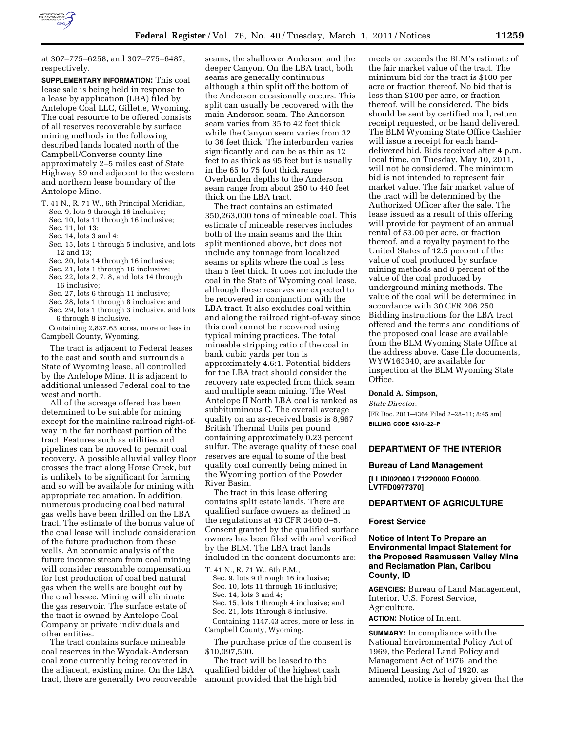at 307–775–6258, and 307–775–6487, respectively.

**SUPPLEMENTARY INFORMATION:** This coal lease sale is being held in response to a lease by application (LBA) filed by Antelope Coal LLC, Gillette, Wyoming. The coal resource to be offered consists of all reserves recoverable by surface mining methods in the following described lands located north of the Campbell/Converse county line approximately 2–5 miles east of State Highway 59 and adjacent to the western and northern lease boundary of the Antelope Mine.

T. 41 N., R. 71 W., 6th Principal Meridian,
- Sec. 9, lots 9 through 16 inclusive;
- Sec. 10, lots 11 through 16 inclusive;
- Sec. 11, lot 13;
- Sec. 14, lots 3 and 4;
- Sec. 15, lots 1 through 5 inclusive, and lots 12 and 13;
- Sec. 20, lots 14 through 16 inclusive;
- Sec. 21, lots 1 through 16 inclusive;
- Sec. 22, lots 2, 7, 8, and lots 14 through 16 inclusive;
- Sec. 27, lots 6 through 11 inclusive;
- Sec. 28, lots 1 through 8 inclusive; and
- Sec. 29, lots 1 through 3 inclusive, and lots 6 through 8 inclusive.

Containing 2,837.63 acres, more or less in Campbell County, Wyoming.

The tract is adjacent to Federal leases to the east and south and surrounds a State of Wyoming lease, all controlled by the Antelope Mine. It is adjacent to additional unleased Federal coal to the west and north.

All of the acreage offered has been determined to be suitable for mining except for the mainline railroad right-of-way in the far northeast portion of the tract. Features such as utilities and pipelines can be moved to permit coal recovery. A possible alluvial valley floor crosses the tract along Horse Creek, but is unlikely to be significant for farming and so will be available for mining with appropriate reclamation. In addition, numerous producing coal bed natural gas wells have been drilled on the LBA tract. The estimate of the bonus value of the coal lease will include consideration of the future production from these wells. An economic analysis of the future income stream from coal mining will consider reasonable compensation for lost production of coal bed natural gas when the wells are bought out by the coal lessee. Mining will eliminate the gas reservoir. The surface estate of the tract is owned by Antelope Coal Company or private individuals and other entities.

The tract contains surface mineable coal reserves in the Wyodak-Anderson coal zone currently being recovered in the adjacent, existing mine. On the LBA tract, there are generally two recoverable seams, the shallower Anderson and the deeper Canyon. On the LBA tract, both seams are generally continuous although a thin split off the bottom of the Anderson occasionally occurs. This split can usually be recovered with the main Anderson seam. The Anderson seam varies from 35 to 42 feet thick while the Canyon seam varies from 32 to 36 feet thick. The interburden varies significantly and can be as thin as 12 feet to as thick as 95 feet but is usually in the 65 to 75 foot thick range. Overburden depths to the Anderson seam range from about 250 to 440 feet thick on the LBA tract.

The tract contains an estimated 350,263,000 tons of mineable coal. This estimate of mineable reserves includes both of the main seams and the thin split mentioned above, but does not include any tonnage from localized seams or splits where the coal is less than 5 feet thick. It does not include the coal in the State of Wyoming coal lease, although these reserves are expected to be recovered in conjunction with the LBA tract. It also excludes coal within and along the railroad right-of-way since this coal cannot be recovered using typical mining practices. The total mineable stripping ratio of the coal in bank cubic yards per ton is approximately 4.6:1. Potential bidders for the LBA tract should consider the recovery rate expected from thick seam and multiple seam mining. The West Antelope II North LBA coal is ranked as subbituminous C. The overall average quality on an as-received basis is 8,967 British Thermal Units per pound containing approximately 0.23 percent sulfur. The average quality of these coal reserves are equal to some of the best quality coal currently being mined in the Wyoming portion of the Powder River Basin.

The tract in this lease offering contains split estate lands. There are qualified surface owners as defined in the regulations at 43 CFR 3400.0–5. Consent granted by the qualified surface owners has been filed with and verified by the BLM. The LBA tract lands included in the consent documents are:

T. 41 N., R. 71 W., 6th P.M.,
- Sec. 9, lots 9 through 16 inclusive;
- Sec. 10, lots 11 through 16 inclusive;
- Sec. 14, lots 3 and 4;
- Sec. 15, lots 1 through 4 inclusive; and
- Sec. 21, lots 1through 8 inclusive.

Containing 1147.43 acres, more or less, in Campbell County, Wyoming.

The purchase price of the consent is $10,097,500.

The tract will be leased to the qualified bidder of the highest cash amount provided that the high bid meets or exceeds the BLM's estimate of the fair market value of the tract. The minimum bid for the tract is $100 per acre or fraction thereof. No bid that is less than $100 per acre, or fraction thereof, will be considered. The bids should be sent by certified mail, return receipt requested, or be hand delivered. The BLM Wyoming State Office Cashier will issue a receipt for each hand-delivered bid. Bids received after 4 p.m. local time, on Tuesday, May 10, 2011, will not be considered. The minimum bid is not intended to represent fair market value. The fair market value of the tract will be determined by the Authorized Officer after the sale. The lease issued as a result of this offering will provide for payment of an annual rental of $3.00 per acre, or fraction thereof, and a royalty payment to the United States of 12.5 percent of the value of coal produced by surface mining methods and 8 percent of the value of the coal produced by underground mining methods. The value of the coal will be determined in accordance with 30 CFR 206.250. Bidding instructions for the LBA tract offered and the terms and conditions of the proposed coal lease are available from the BLM Wyoming State Office at the address above. Case file documents, WYW163340, are available for inspection at the BLM Wyoming State Office.

**Donald A. Simpson,**

*State Director.*

[FR Doc. 2011–4364 Filed 2–28–11; 8:45 am]

**BILLING CODE 4310–22–P**

---

## DEPARTMENT OF THE INTERIOR

### Bureau of Land Management

**[LLIDI02000.L71220000.EO0000. LVTFD0977370]**

## DEPARTMENT OF AGRICULTURE

### Forest Service

### Notice of Intent To Prepare an Environmental Impact Statement for the Proposed Rasmussen Valley Mine and Reclamation Plan, Caribou County, ID

**AGENCIES:** Bureau of Land Management, Interior. U.S. Forest Service, Agriculture.

**ACTION:** Notice of Intent.

**SUMMARY:** In compliance with the National Environmental Policy Act of 1969, the Federal Land Policy and Management Act of 1976, and the Mineral Leasing Act of 1920, as amended, notice is hereby given that the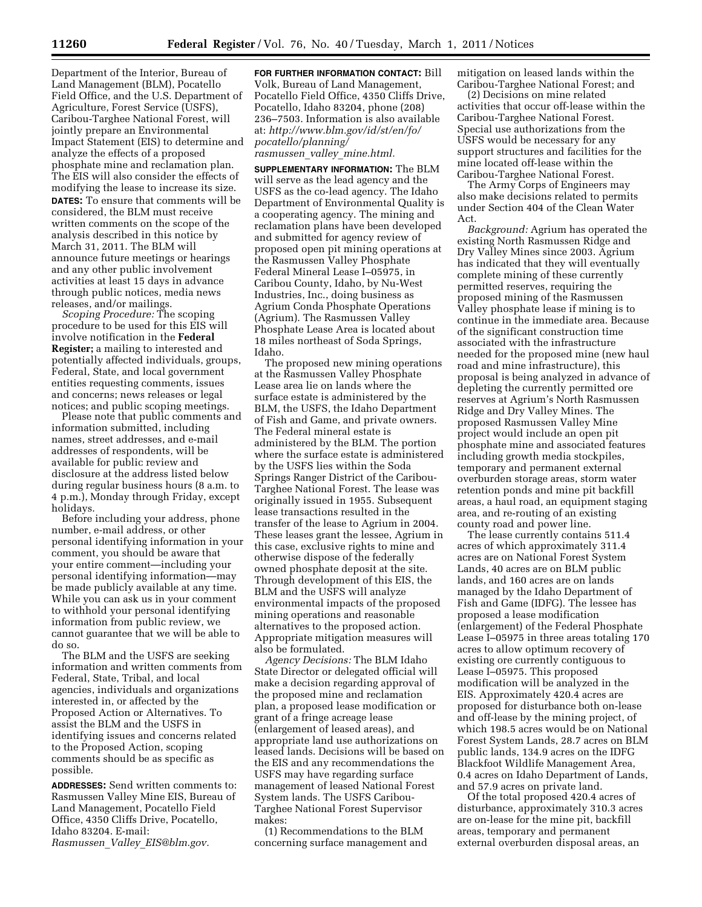Department of the Interior, Bureau of Land Management (BLM), Pocatello Field Office, and the U.S. Department of Agriculture, Forest Service (USFS), Caribou-Targhee National Forest, will jointly prepare an Environmental Impact Statement (EIS) to determine and analyze the effects of a proposed phosphate mine and reclamation plan. The EIS will also consider the effects of modifying the lease to increase its size.

**DATES:** To ensure that comments will be considered, the BLM must receive written comments on the scope of the analysis described in this notice by March 31, 2011. The BLM will announce future meetings or hearings and any other public involvement activities at least 15 days in advance through public notices, media news releases, and/or mailings.

*Scoping Procedure:* The scoping procedure to be used for this EIS will involve notification in the **Federal Register;** a mailing to interested and potentially affected individuals, groups, Federal, State, and local government entities requesting comments, issues and concerns; news releases or legal notices; and public scoping meetings.

Please note that public comments and information submitted, including names, street addresses, and e-mail addresses of respondents, will be available for public review and disclosure at the address listed below during regular business hours (8 a.m. to 4 p.m.), Monday through Friday, except holidays.

Before including your address, phone number, e-mail address, or other personal identifying information in your comment, you should be aware that your entire comment—including your personal identifying information—may be made publicly available at any time. While you can ask us in your comment to withhold your personal identifying information from public review, we cannot guarantee that we will be able to do so.

The BLM and the USFS are seeking information and written comments from Federal, State, Tribal, and local agencies, individuals and organizations interested in, or affected by the Proposed Action or Alternatives. To assist the BLM and the USFS in identifying issues and concerns related to the Proposed Action, scoping comments should be as specific as possible.

**ADDRESSES:** Send written comments to: Rasmussen Valley Mine EIS, Bureau of Land Management, Pocatello Field Office, 4350 Cliffs Drive, Pocatello, Idaho 83204. E-mail: *Rasmussen_Valley_EIS@blm.gov.*

**FOR FURTHER INFORMATION CONTACT:** Bill Volk, Bureau of Land Management, Pocatello Field Office, 4350 Cliffs Drive, Pocatello, Idaho 83204, phone (208) 236–7503. Information is also available at: *http://www.blm.gov/id/st/en/fo/pocatello/planning/rasmussen_valley_mine.html.*

**SUPPLEMENTARY INFORMATION:** The BLM will serve as the lead agency and the USFS as the co-lead agency. The Idaho Department of Environmental Quality is a cooperating agency. The mining and reclamation plans have been developed and submitted for agency review of proposed open pit mining operations at the Rasmussen Valley Phosphate Federal Mineral Lease I–05975, in Caribou County, Idaho, by Nu-West Industries, Inc., doing business as Agrium Conda Phosphate Operations (Agrium). The Rasmussen Valley Phosphate Lease Area is located about 18 miles northeast of Soda Springs, Idaho.

The proposed new mining operations at the Rasmussen Valley Phosphate Lease area lie on lands where the surface estate is administered by the BLM, the USFS, the Idaho Department of Fish and Game, and private owners. The Federal mineral estate is administered by the BLM. The portion where the surface estate is administered by the USFS lies within the Soda Springs Ranger District of the Caribou-Targhee National Forest. The lease was originally issued in 1955. Subsequent lease transactions resulted in the transfer of the lease to Agrium in 2004. These leases grant the lessee, Agrium in this case, exclusive rights to mine and otherwise dispose of the federally owned phosphate deposit at the site. Through development of this EIS, the BLM and the USFS will analyze environmental impacts of the proposed mining operations and reasonable alternatives to the proposed action. Appropriate mitigation measures will also be formulated.

*Agency Decisions:* The BLM Idaho State Director or delegated official will make a decision regarding approval of the proposed mine and reclamation plan, a proposed lease modification or grant of a fringe acreage lease (enlargement of leased areas), and appropriate land use authorizations on leased lands. Decisions will be based on the EIS and any recommendations the USFS may have regarding surface management of leased National Forest System lands. The USFS Caribou-Targhee National Forest Supervisor makes:

(1) Recommendations to the BLM concerning surface management and mitigation on leased lands within the Caribou-Targhee National Forest; and

(2) Decisions on mine related activities that occur off-lease within the Caribou-Targhee National Forest. Special use authorizations from the USFS would be necessary for any support structures and facilities for the mine located off-lease within the Caribou-Targhee National Forest.

The Army Corps of Engineers may also make decisions related to permits under Section 404 of the Clean Water Act.

*Background:* Agrium has operated the existing North Rasmussen Ridge and Dry Valley Mines since 2003. Agrium has indicated that they will eventually complete mining of these currently permitted reserves, requiring the proposed mining of the Rasmussen Valley phosphate lease if mining is to continue in the immediate area. Because of the significant construction time associated with the infrastructure needed for the proposed mine (new haul road and mine infrastructure), this proposal is being analyzed in advance of depleting the currently permitted ore reserves at Agrium's North Rasmussen Ridge and Dry Valley Mines. The proposed Rasmussen Valley Mine project would include an open pit phosphate mine and associated features including growth media stockpiles, temporary and permanent external overburden storage areas, storm water retention ponds and mine pit backfill areas, a haul road, an equipment staging area, and re-routing of an existing county road and power line.

The lease currently contains 511.4 acres of which approximately 311.4 acres are on National Forest System Lands, 40 acres are on BLM public lands, and 160 acres are on lands managed by the Idaho Department of Fish and Game (IDFG). The lessee has proposed a lease modification (enlargement) of the Federal Phosphate Lease I–05975 in three areas totaling 170 acres to allow optimum recovery of existing ore currently contiguous to Lease I–05975. This proposed modification will be analyzed in the EIS. Approximately 420.4 acres are proposed for disturbance both on-lease and off-lease by the mining project, of which 198.5 acres would be on National Forest System Lands, 28.7 acres on BLM public lands, 134.9 acres on the IDFG Blackfoot Wildlife Management Area, 0.4 acres on Idaho Department of Lands, and 57.9 acres on private land.

Of the total proposed 420.4 acres of disturbance, approximately 310.3 acres are on-lease for the mine pit, backfill areas, temporary and permanent external overburden disposal areas, an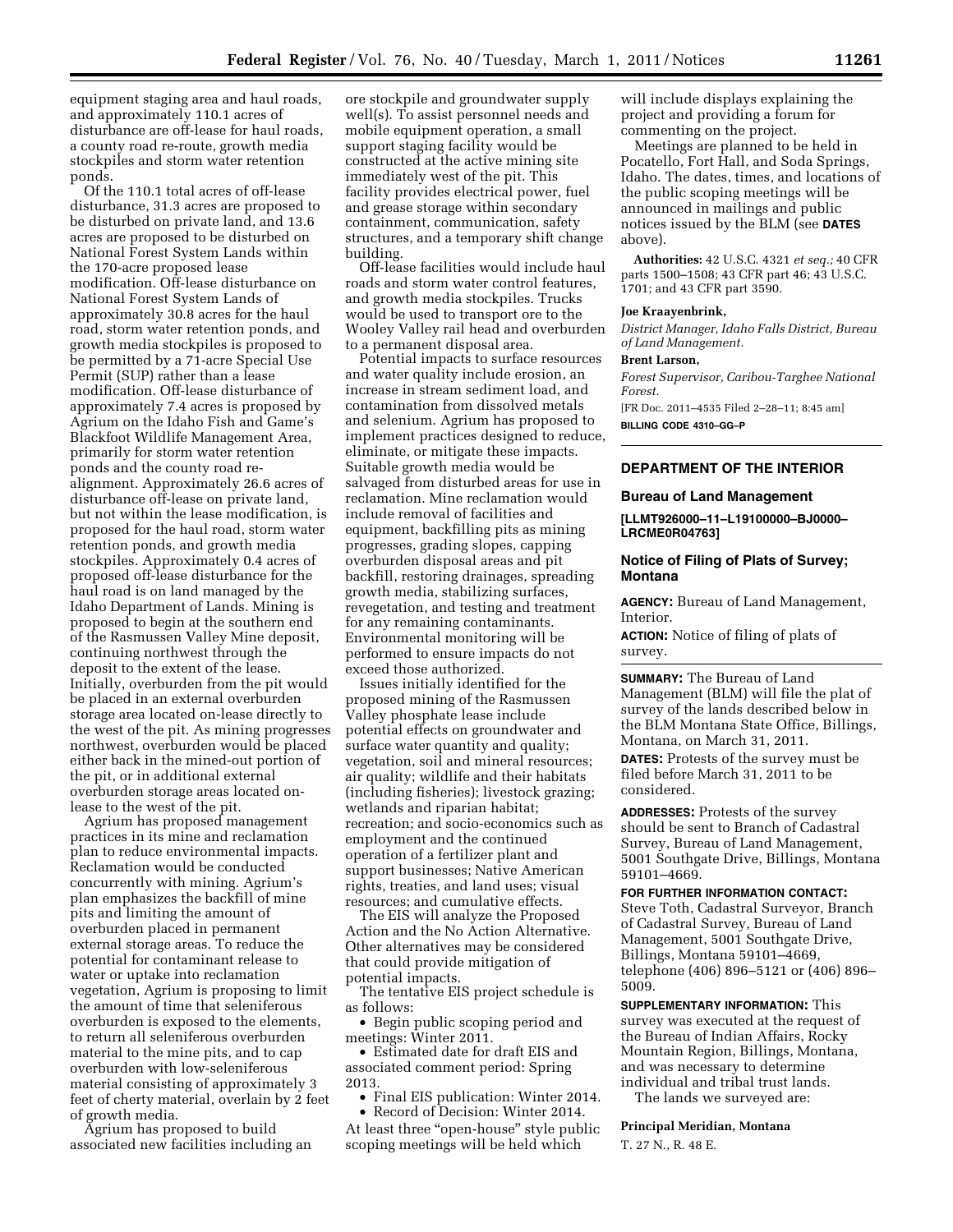equipment staging area and haul roads, and approximately 110.1 acres of disturbance are off-lease for haul roads, a county road re-route, growth media stockpiles and storm water retention ponds.

Of the 110.1 total acres of off-lease disturbance, 31.3 acres are proposed to be disturbed on private land, and 13.6 acres are proposed to be disturbed on National Forest System Lands within the 170-acre proposed lease modification. Off-lease disturbance on National Forest System Lands of approximately 30.8 acres for the haul road, storm water retention ponds, and growth media stockpiles is proposed to be permitted by a 71-acre Special Use Permit (SUP) rather than a lease modification. Off-lease disturbance of approximately 7.4 acres is proposed by Agrium on the Idaho Fish and Game's Blackfoot Wildlife Management Area, primarily for storm water retention ponds and the county road re-alignment. Approximately 26.6 acres of disturbance off-lease on private land, but not within the lease modification, is proposed for the haul road, storm water retention ponds, and growth media stockpiles. Approximately 0.4 acres of proposed off-lease disturbance for the haul road is on land managed by the Idaho Department of Lands. Mining is proposed to begin at the southern end of the Rasmussen Valley Mine deposit, continuing northwest through the deposit to the extent of the lease. Initially, overburden from the pit would be placed in an external overburden storage area located on-lease directly to the west of the pit. As mining progresses northwest, overburden would be placed either back in the mined-out portion of the pit, or in additional external overburden storage areas located on-lease to the west of the pit.

Agrium has proposed management practices in its mine and reclamation plan to reduce environmental impacts. Reclamation would be conducted concurrently with mining. Agrium's plan emphasizes the backfill of mine pits and limiting the amount of overburden placed in permanent external storage areas. To reduce the potential for contaminant release to water or uptake into reclamation vegetation, Agrium is proposing to limit the amount of time that seleniferous overburden is exposed to the elements, to return all seleniferous overburden material to the mine pits, and to cap overburden with low-seleniferous material consisting of approximately 3 feet of cherty material, overlain by 2 feet of growth media.

Agrium has proposed to build associated new facilities including an ore stockpile and groundwater supply well(s). To assist personnel needs and mobile equipment operation, a small support staging facility would be constructed at the active mining site immediately west of the pit. This facility provides electrical power, fuel and grease storage within secondary containment, communication, safety structures, and a temporary shift change building.

Off-lease facilities would include haul roads and storm water control features, and growth media stockpiles. Trucks would be used to transport ore to the Wooley Valley rail head and overburden to a permanent disposal area.

Potential impacts to surface resources and water quality include erosion, an increase in stream sediment load, and contamination from dissolved metals and selenium. Agrium has proposed to implement practices designed to reduce, eliminate, or mitigate these impacts. Suitable growth media would be salvaged from disturbed areas for use in reclamation. Mine reclamation would include removal of facilities and equipment, backfilling pits as mining progresses, grading slopes, capping overburden disposal areas and pit backfill, restoring drainages, spreading growth media, stabilizing surfaces, revegetation, and testing and treatment for any remaining contaminants. Environmental monitoring will be performed to ensure impacts do not exceed those authorized.

Issues initially identified for the proposed mining of the Rasmussen Valley phosphate lease include potential effects on groundwater and surface water quantity and quality; vegetation, soil and mineral resources; air quality; wildlife and their habitats (including fisheries); livestock grazing; wetlands and riparian habitat; recreation; and socio-economics such as employment and the continued operation of a fertilizer plant and support businesses; Native American rights, treaties, and land uses; visual resources; and cumulative effects.

The EIS will analyze the Proposed Action and the No Action Alternative. Other alternatives may be considered that could provide mitigation of potential impacts.

The tentative EIS project schedule is as follows:

- Begin public scoping period and meetings: Winter 2011.
- Estimated date for draft EIS and associated comment period: Spring 2013.
- Final EIS publication: Winter 2014.
- Record of Decision: Winter 2014.

At least three "open-house" style public scoping meetings will be held which will include displays explaining the project and providing a forum for commenting on the project.

Meetings are planned to be held in Pocatello, Fort Hall, and Soda Springs, Idaho. The dates, times, and locations of the public scoping meetings will be announced in mailings and public notices issued by the BLM (see **DATES** above).

**Authorities:** 42 U.S.C. 4321 *et seq.;* 40 CFR parts 1500–1508; 43 CFR part 46; 43 U.S.C. 1701; and 43 CFR part 3590.

**Joe Kraayenbrink,**

*District Manager, Idaho Falls District, Bureau of Land Management.*

**Brent Larson,**

*Forest Supervisor, Caribou-Targhee National Forest.*

[FR Doc. 2011–4535 Filed 2–28–11; 8:45 am]

**BILLING CODE 4310–GG–P**

## DEPARTMENT OF THE INTERIOR

### Bureau of Land Management

**[LLMT926000–11–L19100000–BJ0000–LRCME0R04763]**

### Notice of Filing of Plats of Survey; Montana

**AGENCY:** Bureau of Land Management, Interior.

**ACTION:** Notice of filing of plats of survey.

**SUMMARY:** The Bureau of Land Management (BLM) will file the plat of survey of the lands described below in the BLM Montana State Office, Billings, Montana, on March 31, 2011.

**DATES:** Protests of the survey must be filed before March 31, 2011 to be considered.

**ADDRESSES:** Protests of the survey should be sent to Branch of Cadastral Survey, Bureau of Land Management, 5001 Southgate Drive, Billings, Montana 59101–4669.

**FOR FURTHER INFORMATION CONTACT:** Steve Toth, Cadastral Surveyor, Branch of Cadastral Survey, Bureau of Land Management, 5001 Southgate Drive, Billings, Montana 59101–4669, telephone (406) 896–5121 or (406) 896–5009.

**SUPPLEMENTARY INFORMATION:** This survey was executed at the request of the Bureau of Indian Affairs, Rocky Mountain Region, Billings, Montana, and was necessary to determine individual and tribal trust lands.

The lands we surveyed are:

**Principal Meridian, Montana**

T. 27 N., R. 48 E.